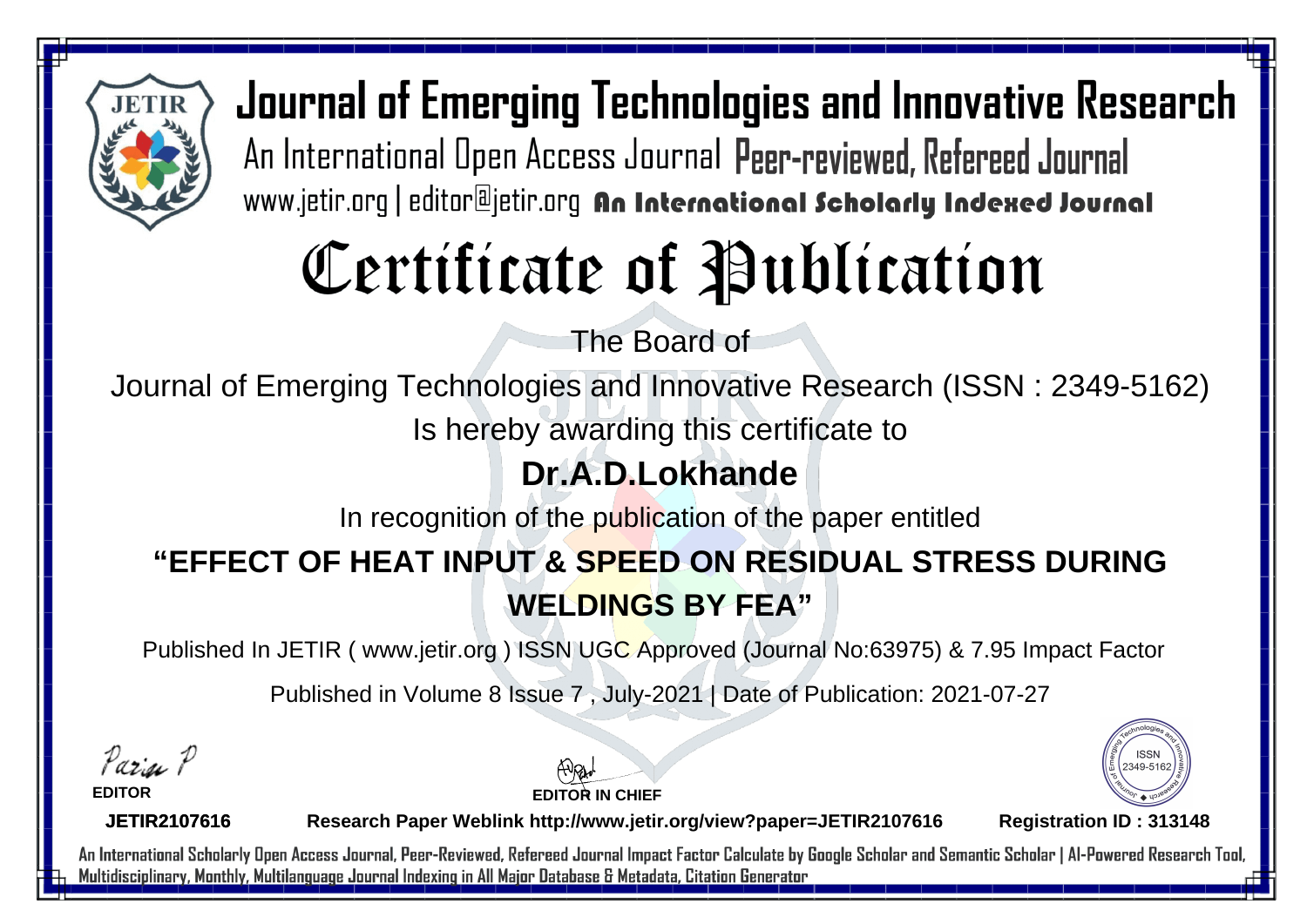# Journal of Emerging Technologies and Innovative Research

An International Open Access Journal Peer-reviewed, Refereed Journal

www.jetir.org | editor@jetir.org **An International Scholarly Indexed Journal**

# Certificate of Publication

The Board of

Journal of Emerging Technologies and Innovative Research (ISSN : 2349-5162)

Is hereby awarding this certificate to

## Dr.A.D.Lokhande

In recognition of the publication of the paper entitled

## "EFFECT OF HEAT INPUT & SPEED ON RESIDUAL STRESS DURING WELDINGS BY FEA"

Published In JETIR ( www.jetir.org ) ISSN UGC Approved (Journal No:63975) & 7.95 Impact Factor

Published in Volume 8 Issue 7 , July-2021 | Date of Publication: 2021-07-27

**EDITOR**

**EDITOR IN CHIEF**

ISSN 2349-5162

**JETIR2107616** **Research Paper Weblink http://www.jetir.org/view?paper=JETIR2107616** **Registration ID : 313148**

An International Scholarly Open Access Journal, Peer-Reviewed, Refereed Journal Impact Factor Calculate by Google Scholar and Semantic Scholar | AI-Powered Research Tool, Multidisciplinary, Monthly, Multilanguage Journal Indexing in All Major Database & Metadata, Citation Generator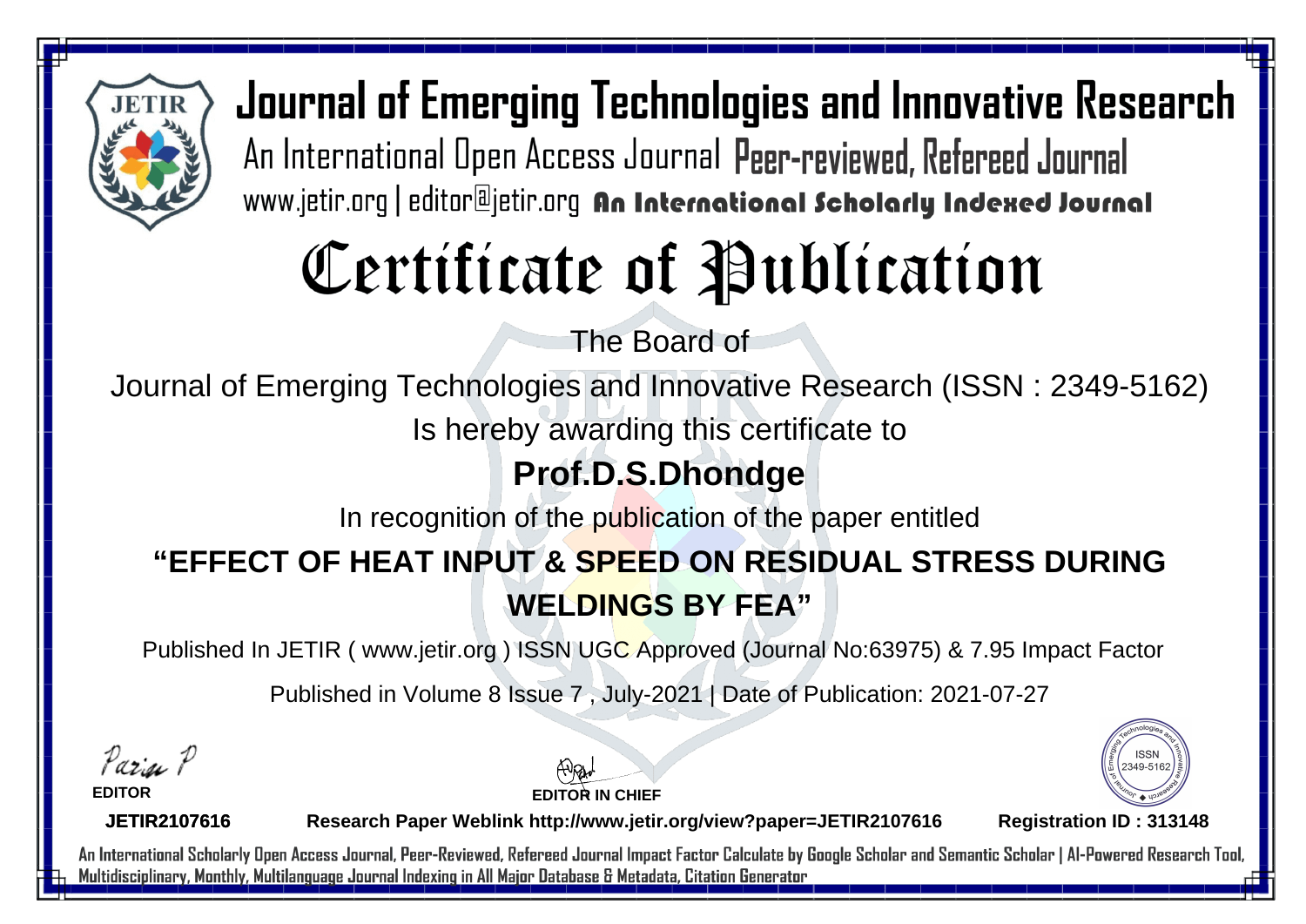# Journal of Emerging Technologies and Innovative Research

An International Open Access Journal Peer-reviewed, Refereed Journal

www.jetir.org | editor@jetir.org An International Scholarly Indexed Journal

# Certificate of Publication

The Board of

Journal of Emerging Technologies and Innovative Research (ISSN : 2349-5162)

Is hereby awarding this certificate to

## Prof.D.S.Dhondge

In recognition of the publication of the paper entitled

## "EFFECT OF HEAT INPUT & SPEED ON RESIDUAL STRESS DURING WELDINGS BY FEA"

Published In JETIR ( www.jetir.org ) ISSN UGC Approved (Journal No:63975) & 7.95 Impact Factor

Published in Volume 8 Issue 7 , July-2021 | Date of Publication: 2021-07-27

**EDITOR**

**EDITOR IN CHIEF**

ISSN 2349-5162

**JETIR2107616** **Research Paper Weblink http://www.jetir.org/view?paper=JETIR2107616** **Registration ID : 313148**

An International Scholarly Open Access Journal, Peer-Reviewed, Refereed Journal Impact Factor Calculate by Google Scholar and Semantic Scholar | AI-Powered Research Tool, Multidisciplinary, Monthly, Multilanguage Journal Indexing in All Major Database & Metadata, Citation Generator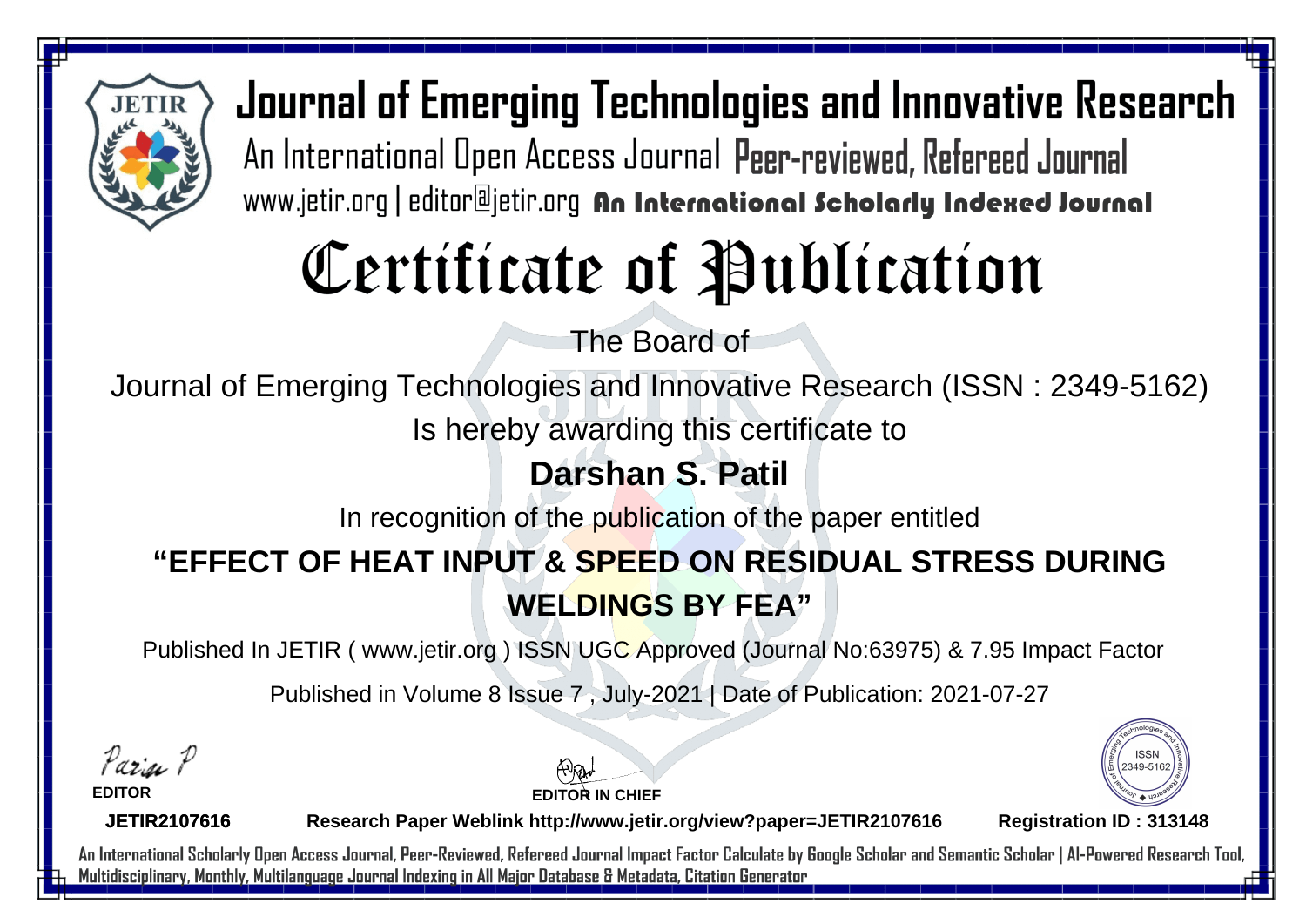# Journal of Emerging Technologies and Innovative Research

An International Open Access Journal Peer-reviewed, Refereed Journal

www.jetir.org | editor@jetir.org An International Scholarly Indexed Journal

# Certificate of Publication

The Board of

Journal of Emerging Technologies and Innovative Research (ISSN : 2349-5162)

Is hereby awarding this certificate to

**Darshan S. Patil**

In recognition of the publication of the paper entitled

**"EFFECT OF HEAT INPUT & SPEED ON RESIDUAL STRESS DURING WELDINGS BY FEA"**

Published In JETIR ( www.jetir.org ) ISSN UGC Approved (Journal No:63975) & 7.95 Impact Factor

Published in Volume 8 Issue 7 , July-2021 | Date of Publication: 2021-07-27

**EDITOR**

**EDITOR IN CHIEF**

ISSN 2349-5162

**JETIR2107616** **Research Paper Weblink http://www.jetir.org/view?paper=JETIR2107616** **Registration ID : 313148**

An International Scholarly Open Access Journal, Peer-Reviewed, Refereed Journal Impact Factor Calculate by Google Scholar and Semantic Scholar | AI-Powered Research Tool, Multidisciplinary, Monthly, Multilanguage Journal Indexing in All Major Database & Metadata, Citation Generator